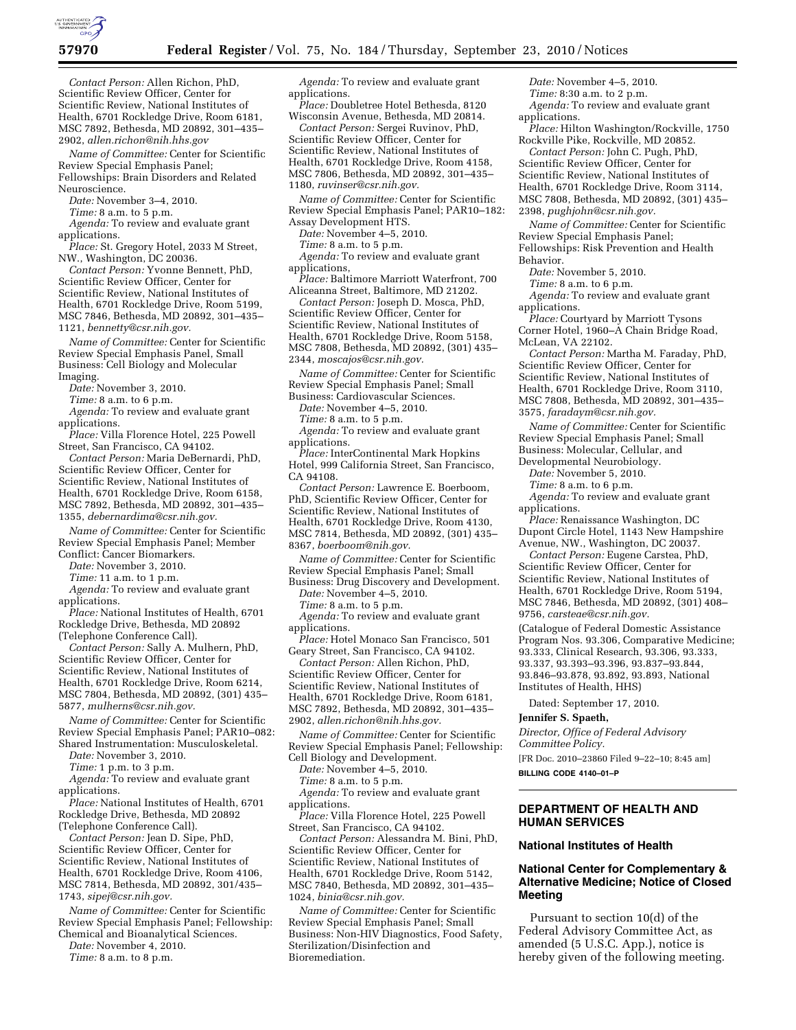*Contact Person:* Allen Richon, PhD, Scientific Review Officer, Center for Scientific Review, National Institutes of Health, 6701 Rockledge Drive, Room 6181, MSC 7892, Bethesda, MD 20892, 301–435–2902, *allen.richon@nih.hhs.gov*

*Name of Committee:* Center for Scientific Review Special Emphasis Panel; Fellowships: Brain Disorders and Related Neuroscience.

*Date:* November 3–4, 2010.

*Time:* 8 a.m. to 5 p.m.

*Agenda:* To review and evaluate grant applications.

*Place:* St. Gregory Hotel, 2033 M Street, NW., Washington, DC 20036.

*Contact Person:* Yvonne Bennett, PhD, Scientific Review Officer, Center for Scientific Review, National Institutes of Health, 6701 Rockledge Drive, Room 5199, MSC 7846, Bethesda, MD 20892, 301–435–1121, *bennetty@csr.nih.gov.*

*Name of Committee:* Center for Scientific Review Special Emphasis Panel, Small Business: Cell Biology and Molecular Imaging.

*Date:* November 3, 2010.

*Time:* 8 a.m. to 6 p.m.

*Agenda:* To review and evaluate grant applications.

*Place:* Villa Florence Hotel, 225 Powell Street, San Francisco, CA 94102.

*Contact Person:* Maria DeBernardi, PhD, Scientific Review Officer, Center for Scientific Review, National Institutes of Health, 6701 Rockledge Drive, Room 6158, MSC 7892, Bethesda, MD 20892, 301–435–1355, *debernardima@csr.nih.gov.*

*Name of Committee:* Center for Scientific Review Special Emphasis Panel; Member Conflict: Cancer Biomarkers.

*Date:* November 3, 2010.

*Time:* 11 a.m. to 1 p.m.

*Agenda:* To review and evaluate grant applications.

*Place:* National Institutes of Health, 6701 Rockledge Drive, Bethesda, MD 20892 (Telephone Conference Call).

*Contact Person:* Sally A. Mulhern, PhD, Scientific Review Officer, Center for Scientific Review, National Institutes of Health, 6701 Rockledge Drive, Room 6214, MSC 7804, Bethesda, MD 20892, (301) 435–5877, *mulherns@csr.nih.gov.*

*Name of Committee:* Center for Scientific Review Special Emphasis Panel; PAR10–082: Shared Instrumentation: Musculoskeletal.

*Date:* November 3, 2010.

*Time:* 1 p.m. to 3 p.m.

*Agenda:* To review and evaluate grant applications.

*Place:* National Institutes of Health, 6701 Rockledge Drive, Bethesda, MD 20892 (Telephone Conference Call).

*Contact Person:* Jean D. Sipe, PhD, Scientific Review Officer, Center for Scientific Review, National Institutes of Health, 6701 Rockledge Drive, Room 4106, MSC 7814, Bethesda, MD 20892, 301/435–1743, *sipej@csr.nih.gov.*

*Name of Committee:* Center for Scientific Review Special Emphasis Panel; Fellowship: Chemical and Bioanalytical Sciences.

*Date:* November 4, 2010.

*Time:* 8 a.m. to 8 p.m.

*Agenda:* To review and evaluate grant applications.

*Place:* Doubletree Hotel Bethesda, 8120 Wisconsin Avenue, Bethesda, MD 20814.

*Contact Person:* Sergei Ruvinov, PhD, Scientific Review Officer, Center for Scientific Review, National Institutes of Health, 6701 Rockledge Drive, Room 4158, MSC 7806, Bethesda, MD 20892, 301–435–1180, *ruvinser@csr.nih.gov.*

*Name of Committee:* Center for Scientific Review Special Emphasis Panel; PAR10–182: Assay Development HTS.

*Date:* November 4–5, 2010.

*Time:* 8 a.m. to 5 p.m.

*Agenda:* To review and evaluate grant applications,

*Place:* Baltimore Marriott Waterfront, 700 Aliceanna Street, Baltimore, MD 21202.

*Contact Person:* Joseph D. Mosca, PhD, Scientific Review Officer, Center for Scientific Review, National Institutes of Health, 6701 Rockledge Drive, Room 5158, MSC 7808, Bethesda, MD 20892, (301) 435–2344, *moscajos@csr.nih.gov.*

*Name of Committee:* Center for Scientific Review Special Emphasis Panel; Small Business: Cardiovascular Sciences.

*Date:* November 4–5, 2010.

*Time:* 8 a.m. to 5 p.m.

*Agenda:* To review and evaluate grant applications.

*Place:* InterContinental Mark Hopkins Hotel, 999 California Street, San Francisco, CA 94108.

*Contact Person:* Lawrence E. Boerboom, PhD, Scientific Review Officer, Center for Scientific Review, National Institutes of Health, 6701 Rockledge Drive, Room 4130, MSC 7814, Bethesda, MD 20892, (301) 435–8367, *boerboom@nih.gov.*

*Name of Committee:* Center for Scientific Review Special Emphasis Panel; Small Business: Drug Discovery and Development.

*Date:* November 4–5, 2010.

*Time:* 8 a.m. to 5 p.m.

*Agenda:* To review and evaluate grant applications.

*Place:* Hotel Monaco San Francisco, 501 Geary Street, San Francisco, CA 94102.

*Contact Person:* Allen Richon, PhD, Scientific Review Officer, Center for Scientific Review, National Institutes of Health, 6701 Rockledge Drive, Room 6181, MSC 7892, Bethesda, MD 20892, 301–435–2902, *allen.richon@nih.hhs.gov.*

*Name of Committee:* Center for Scientific Review Special Emphasis Panel; Fellowship: Cell Biology and Development.

*Date:* November 4–5, 2010.

*Time:* 8 a.m. to 5 p.m.

*Agenda:* To review and evaluate grant applications.

*Place:* Villa Florence Hotel, 225 Powell Street, San Francisco, CA 94102.

*Contact Person:* Alessandra M. Bini, PhD, Scientific Review Officer, Center for Scientific Review, National Institutes of Health, 6701 Rockledge Drive, Room 5142, MSC 7840, Bethesda, MD 20892, 301–435–1024, *binia@csr.nih.gov.*

*Name of Committee:* Center for Scientific Review Special Emphasis Panel; Small Business: Non-HIV Diagnostics, Food Safety, Sterilization/Disinfection and Bioremediation.

*Date:* November 4–5, 2010.

*Time:* 8:30 a.m. to 2 p.m.

*Agenda:* To review and evaluate grant applications.

*Place:* Hilton Washington/Rockville, 1750 Rockville Pike, Rockville, MD 20852.

*Contact Person:* John C. Pugh, PhD, Scientific Review Officer, Center for Scientific Review, National Institutes of Health, 6701 Rockledge Drive, Room 3114, MSC 7808, Bethesda, MD 20892, (301) 435–2398, *pughjohn@csr.nih.gov.*

*Name of Committee:* Center for Scientific Review Special Emphasis Panel; Fellowships: Risk Prevention and Health Behavior.

*Date:* November 5, 2010.

*Time:* 8 a.m. to 6 p.m.

*Agenda:* To review and evaluate grant applications.

*Place:* Courtyard by Marriott Tysons Corner Hotel, 1960–A Chain Bridge Road, McLean, VA 22102.

*Contact Person:* Martha M. Faraday, PhD, Scientific Review Officer, Center for Scientific Review, National Institutes of Health, 6701 Rockledge Drive, Room 3110, MSC 7808, Bethesda, MD 20892, 301–435–3575, *faradaym@csr.nih.gov.*

*Name of Committee:* Center for Scientific Review Special Emphasis Panel; Small Business: Molecular, Cellular, and Developmental Neurobiology.

*Date:* November 5, 2010.

*Time:* 8 a.m. to 6 p.m.

*Agenda:* To review and evaluate grant applications.

*Place:* Renaissance Washington, DC Dupont Circle Hotel, 1143 New Hampshire Avenue, NW., Washington, DC 20037.

*Contact Person:* Eugene Carstea, PhD, Scientific Review Officer, Center for Scientific Review, National Institutes of Health, 6701 Rockledge Drive, Room 5194, MSC 7846, Bethesda, MD 20892, (301) 408–9756, *carsteae@csr.nih.gov.*

(Catalogue of Federal Domestic Assistance Program Nos. 93.306, Comparative Medicine; 93.333, Clinical Research, 93.306, 93.333, 93.337, 93.393–93.396, 93.837–93.844, 93.846–93.878, 93.892, 93.893, National Institutes of Health, HHS)

Dated: September 17, 2010.

**Jennifer S. Spaeth,**

*Director, Office of Federal Advisory Committee Policy.*

[FR Doc. 2010–23860 Filed 9–22–10; 8:45 am]

**BILLING CODE 4140–01–P**

---

## DEPARTMENT OF HEALTH AND HUMAN SERVICES

### National Institutes of Health

### National Center for Complementary & Alternative Medicine; Notice of Closed Meeting

Pursuant to section 10(d) of the Federal Advisory Committee Act, as amended (5 U.S.C. App.), notice is hereby given of the following meeting.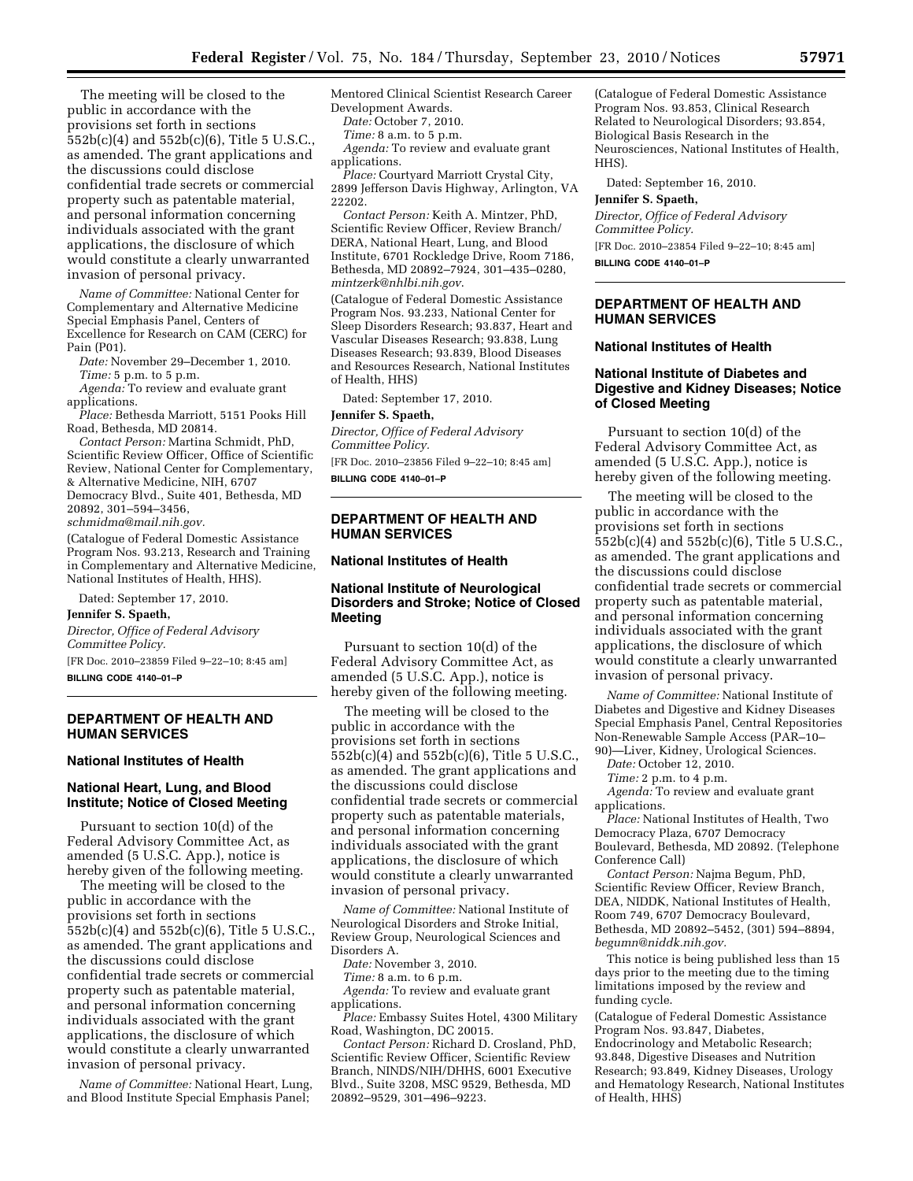The meeting will be closed to the public in accordance with the provisions set forth in sections 552b(c)(4) and 552b(c)(6), Title 5 U.S.C., as amended. The grant applications and the discussions could disclose confidential trade secrets or commercial property such as patentable material, and personal information concerning individuals associated with the grant applications, the disclosure of which would constitute a clearly unwarranted invasion of personal privacy.

*Name of Committee:* National Center for Complementary and Alternative Medicine Special Emphasis Panel, Centers of Excellence for Research on CAM (CERC) for Pain (P01).

*Date:* November 29–December 1, 2010.

*Time:* 5 p.m. to 5 p.m.

*Agenda:* To review and evaluate grant applications.

*Place:* Bethesda Marriott, 5151 Pooks Hill Road, Bethesda, MD 20814.

*Contact Person:* Martina Schmidt, PhD, Scientific Review Officer, Office of Scientific Review, National Center for Complementary, & Alternative Medicine, NIH, 6707 Democracy Blvd., Suite 401, Bethesda, MD 20892, 301–594–3456, *schmidma@mail.nih.gov*.

(Catalogue of Federal Domestic Assistance Program Nos. 93.213, Research and Training in Complementary and Alternative Medicine, National Institutes of Health, HHS).

Dated: September 17, 2010.

**Jennifer S. Spaeth,**

*Director, Office of Federal Advisory Committee Policy.*

[FR Doc. 2010–23859 Filed 9–22–10; 8:45 am]

**BILLING CODE 4140–01–P**

## DEPARTMENT OF HEALTH AND HUMAN SERVICES

### National Institutes of Health

### National Heart, Lung, and Blood Institute; Notice of Closed Meeting

Pursuant to section 10(d) of the Federal Advisory Committee Act, as amended (5 U.S.C. App.), notice is hereby given of the following meeting.

The meeting will be closed to the public in accordance with the provisions set forth in sections 552b(c)(4) and 552b(c)(6), Title 5 U.S.C., as amended. The grant applications and the discussions could disclose confidential trade secrets or commercial property such as patentable material, and personal information concerning individuals associated with the grant applications, the disclosure of which would constitute a clearly unwarranted invasion of personal privacy.

*Name of Committee:* National Heart, Lung, and Blood Institute Special Emphasis Panel; Mentored Clinical Scientist Research Career Development Awards.

*Date:* October 7, 2010.

*Time:* 8 a.m. to 5 p.m.

*Agenda:* To review and evaluate grant applications.

*Place:* Courtyard Marriott Crystal City, 2899 Jefferson Davis Highway, Arlington, VA 22202.

*Contact Person:* Keith A. Mintzer, PhD, Scientific Review Officer, Review Branch/DERA, National Heart, Lung, and Blood Institute, 6701 Rockledge Drive, Room 7186, Bethesda, MD 20892–7924, 301–435–0280, *mintzerk@nhlbi.nih.gov*.

(Catalogue of Federal Domestic Assistance Program Nos. 93.233, National Center for Sleep Disorders Research; 93.837, Heart and Vascular Diseases Research; 93.838, Lung Diseases Research; 93.839, Blood Diseases and Resources Research, National Institutes of Health, HHS)

Dated: September 17, 2010.

**Jennifer S. Spaeth,**

*Director, Office of Federal Advisory Committee Policy.*

[FR Doc. 2010–23856 Filed 9–22–10; 8:45 am]

**BILLING CODE 4140–01–P**

## DEPARTMENT OF HEALTH AND HUMAN SERVICES

### National Institutes of Health

### National Institute of Neurological Disorders and Stroke; Notice of Closed Meeting

Pursuant to section 10(d) of the Federal Advisory Committee Act, as amended (5 U.S.C. App.), notice is hereby given of the following meeting.

The meeting will be closed to the public in accordance with the provisions set forth in sections 552b(c)(4) and 552b(c)(6), Title 5 U.S.C., as amended. The grant applications and the discussions could disclose confidential trade secrets or commercial property such as patentable materials, and personal information concerning individuals associated with the grant applications, the disclosure of which would constitute a clearly unwarranted invasion of personal privacy.

*Name of Committee:* National Institute of Neurological Disorders and Stroke Initial, Review Group, Neurological Sciences and Disorders A.

*Date:* November 3, 2010.

*Time:* 8 a.m. to 6 p.m.

*Agenda:* To review and evaluate grant applications.

*Place:* Embassy Suites Hotel, 4300 Military Road, Washington, DC 20015.

*Contact Person:* Richard D. Crosland, PhD, Scientific Review Officer, Scientific Review Branch, NINDS/NIH/DHHS, 6001 Executive Blvd., Suite 3208, MSC 9529, Bethesda, MD 20892–9529, 301–496–9223.

(Catalogue of Federal Domestic Assistance Program Nos. 93.853, Clinical Research Related to Neurological Disorders; 93.854, Biological Basis Research in the Neurosciences, National Institutes of Health, HHS).

Dated: September 16, 2010.

**Jennifer S. Spaeth,**

*Director, Office of Federal Advisory Committee Policy.*

[FR Doc. 2010–23854 Filed 9–22–10; 8:45 am]

**BILLING CODE 4140–01–P**

## DEPARTMENT OF HEALTH AND HUMAN SERVICES

### National Institutes of Health

### National Institute of Diabetes and Digestive and Kidney Diseases; Notice of Closed Meeting

Pursuant to section 10(d) of the Federal Advisory Committee Act, as amended (5 U.S.C. App.), notice is hereby given of the following meeting.

The meeting will be closed to the public in accordance with the provisions set forth in sections 552b(c)(4) and 552b(c)(6), Title 5 U.S.C., as amended. The grant applications and the discussions could disclose confidential trade secrets or commercial property such as patentable material, and personal information concerning individuals associated with the grant applications, the disclosure of which would constitute a clearly unwarranted invasion of personal privacy.

*Name of Committee:* National Institute of Diabetes and Digestive and Kidney Diseases Special Emphasis Panel, Central Repositories Non-Renewable Sample Access (PAR–10–90)—Liver, Kidney, Urological Sciences.

*Date:* October 12, 2010.

*Time:* 2 p.m. to 4 p.m.

*Agenda:* To review and evaluate grant applications.

*Place:* National Institutes of Health, Two Democracy Plaza, 6707 Democracy Boulevard, Bethesda, MD 20892. (Telephone Conference Call)

*Contact Person:* Najma Begum, PhD, Scientific Review Officer, Review Branch, DEA, NIDDK, National Institutes of Health, Room 749, 6707 Democracy Boulevard, Bethesda, MD 20892–5452, (301) 594–8894, *begumn@niddk.nih.gov*.

This notice is being published less than 15 days prior to the meeting due to the timing limitations imposed by the review and funding cycle.

(Catalogue of Federal Domestic Assistance Program Nos. 93.847, Diabetes, Endocrinology and Metabolic Research; 93.848, Digestive Diseases and Nutrition Research; 93.849, Kidney Diseases, Urology and Hematology Research, National Institutes of Health, HHS)